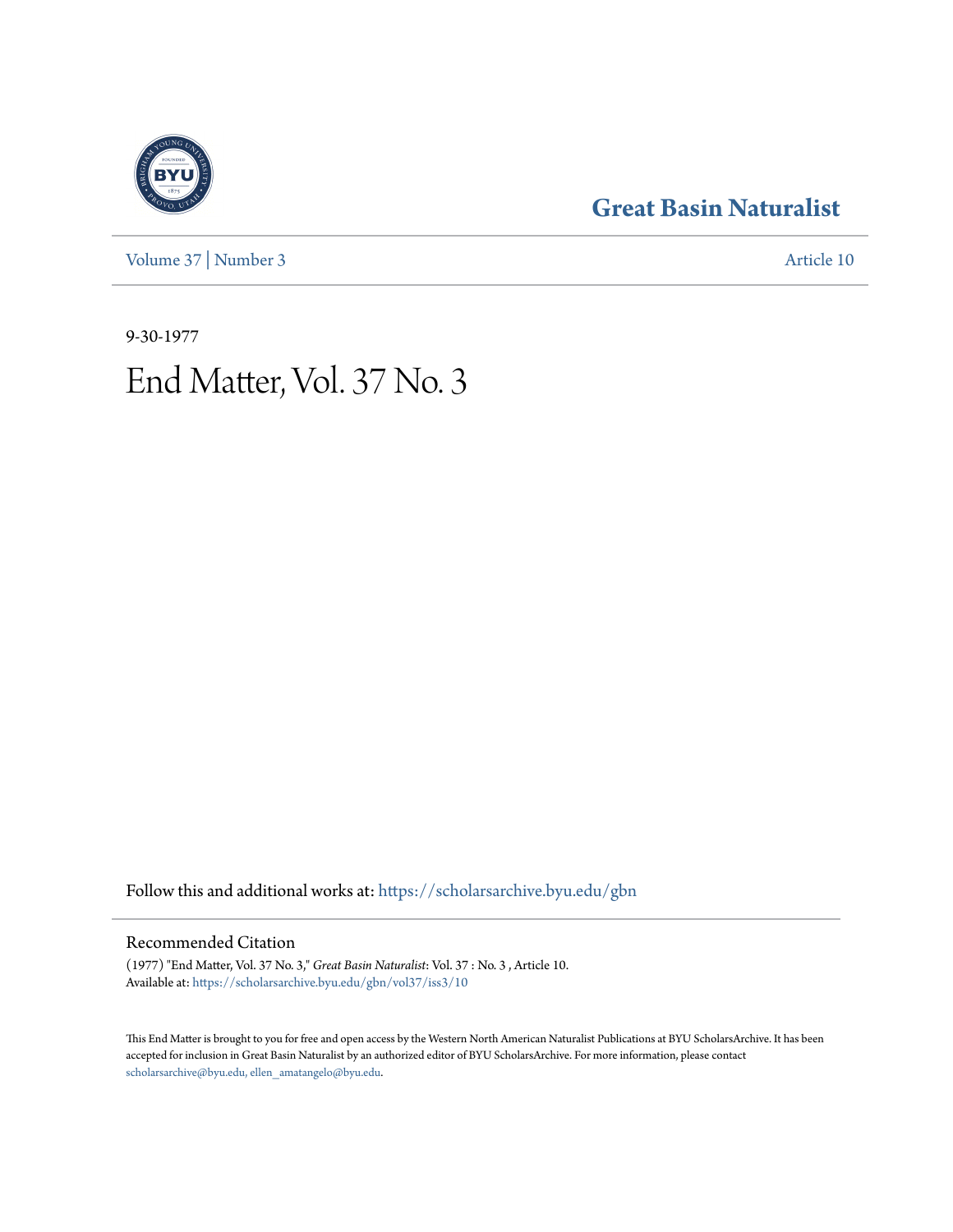Great Basin Naturalist

Volume 37 | Number 3

Article 10

9-30-1977

# End Matter, Vol. 37 No. 3

Follow this and additional works at: https://scholarsarchive.byu.edu/gbn

## Recommended Citation

(1977) "End Matter, Vol. 37 No. 3," *Great Basin Naturalist*: Vol. 37 : No. 3 , Article 10.
Available at: https://scholarsarchive.byu.edu/gbn/vol37/iss3/10

This End Matter is brought to you for free and open access by the Western North American Naturalist Publications at BYU ScholarsArchive. It has been accepted for inclusion in Great Basin Naturalist by an authorized editor of BYU ScholarsArchive. For more information, please contact scholarsarchive@byu.edu, ellen_amatangelo@byu.edu.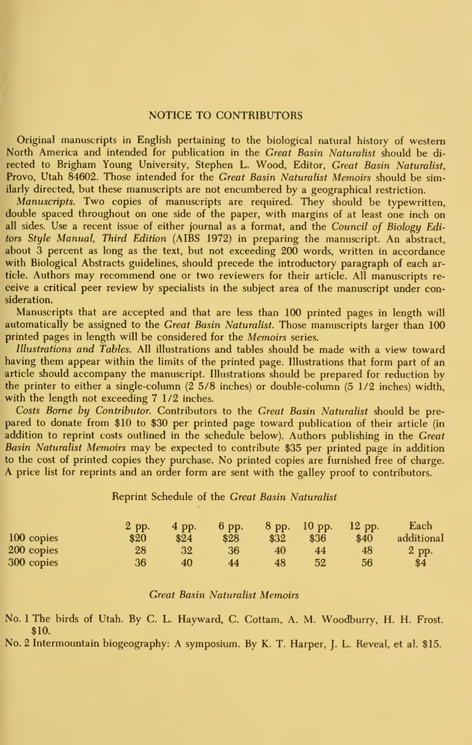## NOTICE TO CONTRIBUTORS

Original manuscripts in English pertaining to the biological natural history of western North America and intended for publication in the *Great Basin Naturalist* should be directed to Brigham Young University, Stephen L. Wood, Editor, *Great Basin Naturalist*, Provo, Utah 84602. Those intended for the *Great Basin Naturalist Memoirs* should be similarly directed, but these manuscripts are not encumbered by a geographical restriction.

*Manuscripts.* Two copies of manuscripts are required. They should be typewritten, double spaced throughout on one side of the paper, with margins of at least one inch on all sides. Use a recent issue of either journal as a format, and the *Council of Biology Editors Style Manual, Third Edition* (AIBS 1972) in preparing the manuscript. An abstract, about 3 percent as long as the text, but not exceeding 200 words, written in accordance with Biological Abstracts guidelines, should precede the introductory paragraph of each article. Authors may recommend one or two reviewers for their article. All manuscripts receive a critical peer review by specialists in the subject area of the manuscript under consideration.

Manuscripts that are accepted and that are less than 100 printed pages in length will automatically be assigned to the *Great Basin Naturalist*. Those manuscripts larger than 100 printed pages in length will be considered for the *Memoirs* series.

*Illustrations and Tables.* All illustrations and tables should be made with a view toward having them appear within the limits of the printed page. Illustrations that form part of an article should accompany the manuscript. Illustrations should be prepared for reduction by the printer to either a single-column (2 5/8 inches) or double-column (5 1/2 inches) width, with the length not exceeding 7 1/2 inches.

*Costs Borne by Contributor.* Contributors to the *Great Basin Naturalist* should be prepared to donate from $10 to $30 per printed page toward publication of their article (in addition to reprint costs outlined in the schedule below). Authors publishing in the *Great Basin Naturalist Memoirs* may be expected to contribute $35 per printed page in addition to the cost of printed copies they purchase. No printed copies are furnished free of charge. A price list for reprints and an order form are sent with the galley proof to contributors.

Reprint Schedule of the *Great Basin Naturalist*

| | 2 pp. | 4 pp. | 6 pp. | 8 pp. | 10 pp. | 12 pp. | Each additional 2 pp. |
|---|---|---|---|---|---|---|---|
| 100 copies | $20 | $24 | $28 | $32 | $36 | $40 | $4 |
| 200 copies | 28 | 32 | 36 | 40 | 44 | 48 | |
| 300 copies | 36 | 40 | 44 | 48 | 52 | 56 | |

### *Great Basin Naturalist Memoirs*

No. 1 The birds of Utah. By C. L. Hayward, C. Cottam, A. M. Woodburry, H. H. Frost. $10.

No. 2 Intermountain biogeography: A symposium. By K. T. Harper, J. L. Reveal, et al. $15.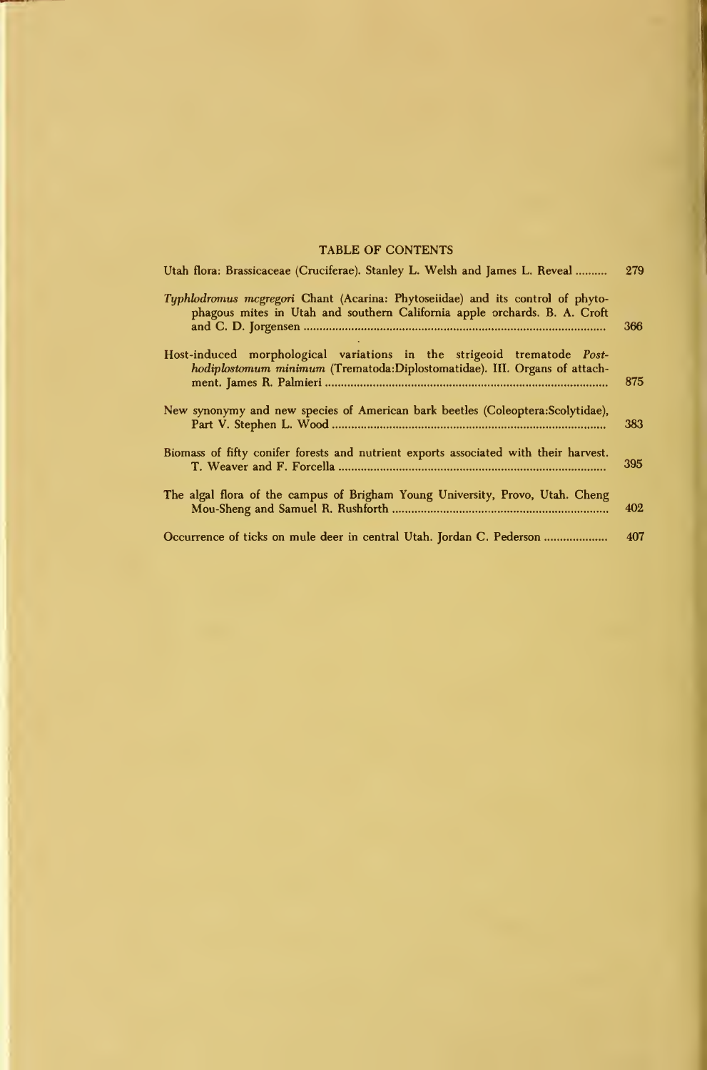## TABLE OF CONTENTS

Utah flora: Brassicaceae (Cruciferae). Stanley L. Welsh and James L. Reveal .......... 279

*Typhlodromus mcgregori* Chant (Acarina: Phytoseiidae) and its control of phytophagous mites in Utah and southern California apple orchards. B. A. Croft and C. D. Jorgensen .......... 366

Host-induced morphological variations in the strigeoid trematode *Posthodiplostomum minimum* (Trematoda:Diplostomatidae). III. Organs of attachment. James R. Palmieri .......... 875

New synonymy and new species of American bark beetles (Coleoptera:Scolytidae), Part V. Stephen L. Wood .......... 383

Biomass of fifty conifer forests and nutrient exports associated with their harvest. T. Weaver and F. Forcella .......... 395

The algal flora of the campus of Brigham Young University, Provo, Utah. Cheng Mou-Sheng and Samuel R. Rushforth .......... 402

Occurrence of ticks on mule deer in central Utah. Jordan C. Pederson .......... 407